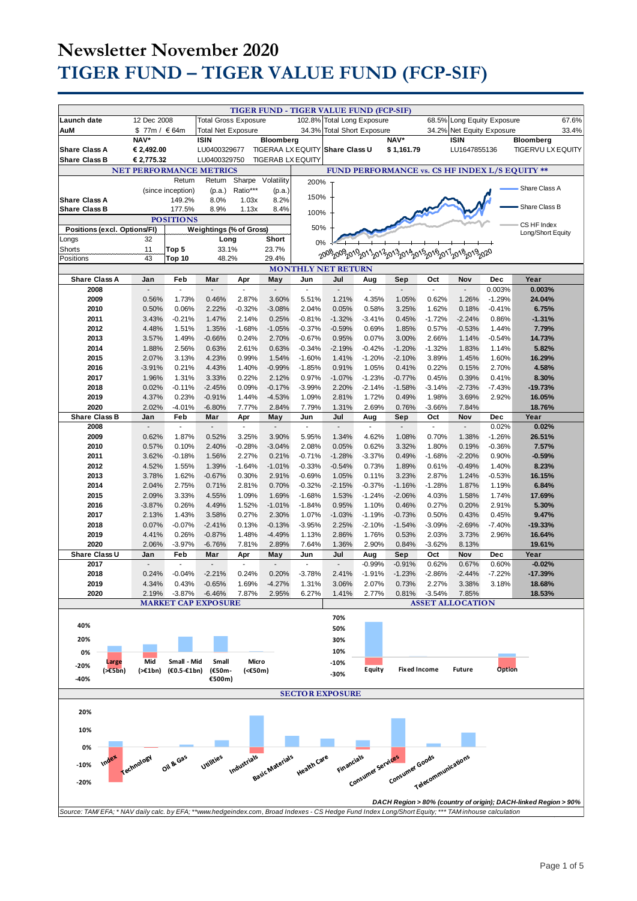# Newsletter November 2020

# TIGER FUND – TIGER VALUE FUND (FCP-SIF)

## TIGER FUND - TIGER VALUE FUND (FCP-SIF)

| | | | | | | | |
|---|---|---|---|---|---|---|---|
| Launch date | 12 Dec 2008 | Total Gross Exposure | 102.8% | Total Long Exposure | 68.5% | Long Equity Exposure | 67.6% |
| AuM | $ 77m / € 64m | Total Net Exposure | 34.3% | Total Short Exposure | 34.2% | Net Equity Exposure | 33.4% |

| | NAV* | ISIN | Bloomberg | | NAV* | ISIN | Bloomberg |
|---|---|---|---|---|---|---|---|
| Share Class A | € 2,492.00 | LU0400329677 | TIGERAA LX EQUITY | Share Class U | $ 1,161.79 | LU1647855136 | TIGERVU LX EQUITY |
| Share Class B | € 2,775.32 | LU0400329750 | TIGERAB LX EQUITY | | | | |

### NET PERFORMANCE METRICS

| | Return (since inception) | Return (p.a.) | Sharpe Ratio*** | Volatility (p.a.) |
|---|---|---|---|---|
| Share Class A | 149.2% | 8.0% | 1.03x | 8.2% |
| Share Class B | 177.5% | 8.9% | 1.13x | 8.4% |

### POSITIONS

| Positions (excl. Options/FI) | | Weightings (% of Gross) | Long | Short |
|---|---|---|---|---|
| Longs | 32 | | | |
| Shorts | 11 | Top 5 | 33.1% | 23.7% |
| Positions | 43 | Top 10 | 48.2% | 29.4% |

### FUND PERFORMANCE vs. CS HF INDEX L/S EQUITY **

Legend: Share Class A, Share Class B, CS HF Index Long/Short Equity (2008–2020)

### MONTHLY NET RETURN

| Share Class A | Jan | Feb | Mar | Apr | May | Jun | Jul | Aug | Sep | Oct | Nov | Dec | Year |
|---|---|---|---|---|---|---|---|---|---|---|---|---|---|
| 2008 | - | - | - | - | - | - | - | - | - | - | - | 0.003% | 0.003% |
| 2009 | 0.56% | 1.73% | 0.46% | 2.87% | 3.60% | 5.51% | 1.21% | 4.35% | 1.05% | 0.62% | 1.26% | -1.29% | 24.04% |
| 2010 | 0.50% | 0.06% | 2.22% | -0.32% | -3.08% | 2.04% | 0.05% | 0.58% | 3.25% | 1.62% | 0.18% | -0.41% | 6.75% |
| 2011 | 3.43% | -0.21% | 1.47% | 2.14% | 0.25% | -0.81% | -1.32% | -3.41% | 0.45% | -1.72% | -2.24% | 0.86% | -1.31% |
| 2012 | 4.48% | 1.51% | 1.35% | -1.68% | -1.05% | -0.37% | -0.59% | 0.69% | 1.85% | 0.57% | -0.53% | 1.44% | 7.79% |
| 2013 | 3.57% | 1.49% | -0.66% | 0.24% | 2.70% | -0.67% | 0.95% | 0.07% | 3.00% | 2.66% | 1.14% | -0.54% | 14.73% |
| 2014 | 1.88% | 2.56% | 0.63% | 2.61% | 0.63% | -0.34% | -2.19% | -0.42% | -1.20% | -1.32% | 1.83% | 1.14% | 5.82% |
| 2015 | 2.07% | 3.13% | 4.23% | 0.99% | 1.54% | -1.60% | 1.41% | -1.20% | -2.10% | 3.89% | 1.45% | 1.60% | 16.29% |
| 2016 | -3.91% | 0.21% | 4.43% | 1.40% | -0.99% | -1.85% | 0.91% | 1.05% | 0.41% | 0.22% | 0.15% | 2.70% | 4.58% |
| 2017 | 1.96% | 1.31% | 3.33% | 0.22% | 2.12% | 0.97% | -1.07% | -1.23% | -0.77% | 0.45% | 0.39% | 0.41% | 8.30% |
| 2018 | 0.02% | -0.11% | -2.45% | 0.09% | -0.17% | -3.99% | 2.20% | -2.14% | -1.58% | -3.14% | -2.73% | -7.43% | -19.73% |
| 2019 | 4.37% | 0.23% | -0.91% | 1.44% | -4.53% | 1.09% | 2.81% | 1.72% | 0.49% | 1.98% | 3.69% | 2.92% | 16.05% |
| 2020 | 2.02% | -4.01% | -6.80% | 7.77% | 2.84% | 7.79% | 1.31% | 2.69% | 0.76% | -3.66% | 7.84% | | 18.76% |

| Share Class B | Jan | Feb | Mar | Apr | May | Jun | Jul | Aug | Sep | Oct | Nov | Dec | Year |
|---|---|---|---|---|---|---|---|---|---|---|---|---|---|
| 2008 | - | - | - | - | - | - | - | - | - | - | - | 0.02% | 0.02% |
| 2009 | 0.62% | 1.87% | 0.52% | 3.25% | 3.90% | 5.95% | 1.34% | 4.62% | 1.08% | 0.70% | 1.38% | -1.26% | 26.51% |
| 2010 | 0.57% | 0.10% | 2.40% | -0.28% | -3.04% | 2.08% | 0.05% | 0.62% | 3.32% | 1.80% | 0.19% | -0.36% | 7.57% |
| 2011 | 3.62% | -0.18% | 1.56% | 2.27% | 0.21% | -0.71% | -1.28% | -3.37% | 0.49% | -1.68% | -2.20% | 0.90% | -0.59% |
| 2012 | 4.52% | 1.55% | 1.39% | -1.64% | -1.01% | -0.33% | -0.54% | 0.73% | 1.89% | 0.61% | -0.49% | 1.40% | 8.23% |
| 2013 | 3.78% | 1.62% | -0.67% | 0.30% | 2.91% | -0.69% | 1.05% | 0.11% | 3.23% | 2.87% | 1.24% | -0.53% | 16.15% |
| 2014 | 2.04% | 2.75% | 0.71% | 2.81% | 0.70% | -0.32% | -2.15% | -0.37% | -1.16% | -1.28% | 1.87% | 1.19% | 6.84% |
| 2015 | 2.09% | 3.33% | 4.55% | 1.09% | 1.69% | -1.68% | 1.53% | -1.24% | -2.06% | 4.03% | 1.58% | 1.74% | 17.69% |
| 2016 | -3.87% | 0.26% | 4.49% | 1.52% | -1.01% | -1.84% | 0.95% | 1.10% | 0.46% | 0.27% | 0.20% | 2.91% | 5.30% |
| 2017 | 2.13% | 1.43% | 3.58% | 0.27% | 2.30% | 1.07% | -1.03% | -1.19% | -0.73% | 0.50% | 0.43% | 0.45% | 9.47% |
| 2018 | 0.07% | -0.07% | -2.41% | 0.13% | -0.13% | -3.95% | 2.25% | -2.10% | -1.54% | -3.09% | -2.69% | -7.40% | -19.33% |
| 2019 | 4.41% | 0.26% | -0.87% | 1.48% | -4.49% | 1.13% | 2.86% | 1.76% | 0.53% | 2.03% | 3.73% | 2.96% | 16.64% |
| 2020 | 2.06% | -3.97% | -6.76% | 7.81% | 2.89% | 7.64% | 1.36% | 2.90% | 0.84% | -3.62% | 8.13% | | 19.61% |

| Share Class U | Jan | Feb | Mar | Apr | May | Jun | Jul | Aug | Sep | Oct | Nov | Dec | Year |
|---|---|---|---|---|---|---|---|---|---|---|---|---|---|
| 2017 | - | - | - | - | - | - | - | -0.99% | -0.91% | 0.62% | 0.67% | 0.60% | -0.02% |
| 2018 | 0.24% | -0.04% | -2.21% | 0.24% | 0.20% | -3.78% | 2.41% | -1.91% | -1.23% | -2.86% | -2.44% | -7.22% | -17.39% |
| 2019 | 4.34% | 0.43% | -0.65% | 1.69% | -4.27% | 1.31% | 3.06% | 2.07% | 0.73% | 2.27% | 3.38% | 3.18% | 18.68% |
| 2020 | 2.19% | -3.87% | -6.46% | 7.87% | 2.95% | 6.27% | 1.41% | 2.77% | 0.81% | -3.54% | 7.85% | | 18.53% |

### MARKET CAP EXPOSURE

Large (>€5bn), Mid (>€1bn), Small - Mid (€0.5-€1bn), Small (€50m-€500m), Micro (<€50m)

### ASSET ALLOCATION

Equity, Fixed Income, Future, Option

### SECTOR EXPOSURE

Index, Technology, Oil & Gas, Utilities, Industrials, Basic Materials, Health Care, Financials, Consumer Services, Consumer Goods, Telecommunications

*DACH Region > 80% (country of origin); DACH-linked Region > 90%*

*Source: TAM/ EFA; * NAV daily calc. by EFA; **www.hedgeindex.com, Broad Indexes - CS Hedge Fund Index Long/Short Equity; *** TAM inhouse calculation*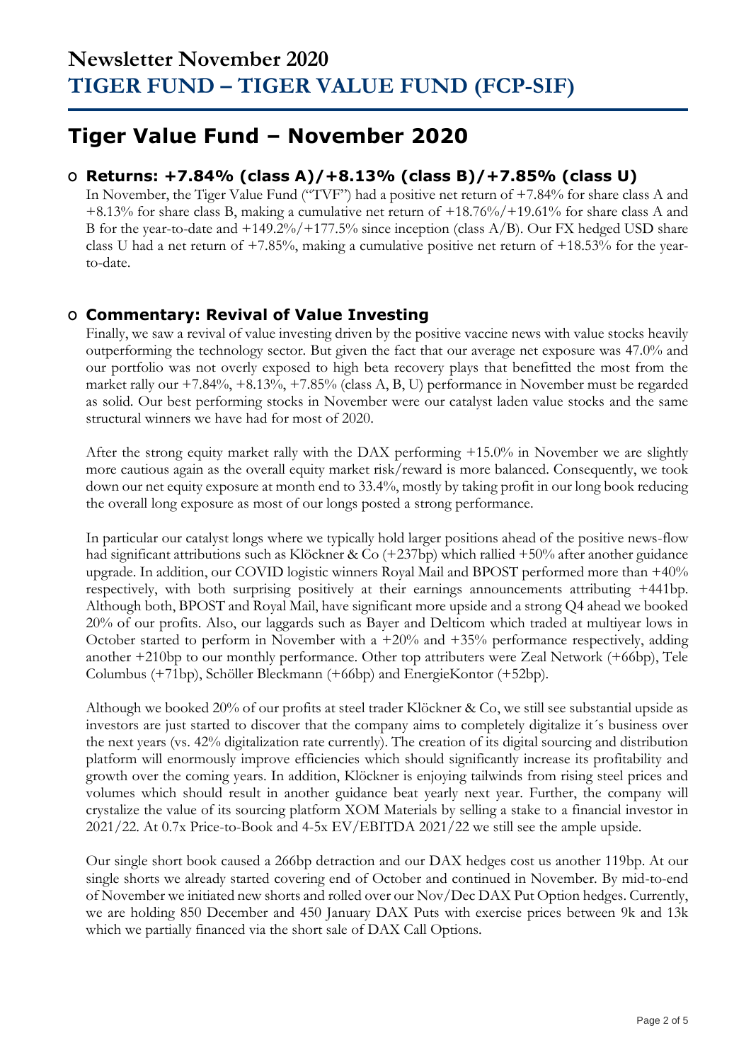# Newsletter November 2020
# TIGER FUND – TIGER VALUE FUND (FCP-SIF)

## Tiger Value Fund – November 2020

### o Returns: +7.84% (class A)/+8.13% (class B)/+7.85% (class U)

In November, the Tiger Value Fund ("TVF") had a positive net return of +7.84% for share class A and +8.13% for share class B, making a cumulative net return of +18.76%/+19.61% for share class A and B for the year-to-date and +149.2%/+177.5% since inception (class A/B). Our FX hedged USD share class U had a net return of +7.85%, making a cumulative positive net return of +18.53% for the year-to-date.

### o Commentary: Revival of Value Investing

Finally, we saw a revival of value investing driven by the positive vaccine news with value stocks heavily outperforming the technology sector. But given the fact that our average net exposure was 47.0% and our portfolio was not overly exposed to high beta recovery plays that benefitted the most from the market rally our +7.84%, +8.13%, +7.85% (class A, B, U) performance in November must be regarded as solid. Our best performing stocks in November were our catalyst laden value stocks and the same structural winners we have had for most of 2020.

After the strong equity market rally with the DAX performing +15.0% in November we are slightly more cautious again as the overall equity market risk/reward is more balanced. Consequently, we took down our net equity exposure at month end to 33.4%, mostly by taking profit in our long book reducing the overall long exposure as most of our longs posted a strong performance.

In particular our catalyst longs where we typically hold larger positions ahead of the positive news-flow had significant attributions such as Klöckner & Co (+237bp) which rallied +50% after another guidance upgrade. In addition, our COVID logistic winners Royal Mail and BPOST performed more than +40% respectively, with both surprising positively at their earnings announcements attributing +441bp. Although both, BPOST and Royal Mail, have significant more upside and a strong Q4 ahead we booked 20% of our profits. Also, our laggards such as Bayer and Delticom which traded at multiyear lows in October started to perform in November with a +20% and +35% performance respectively, adding another +210bp to our monthly performance. Other top attributers were Zeal Network (+66bp), Tele Columbus (+71bp), Schöller Bleckmann (+66bp) and EnergieKontor (+52bp).

Although we booked 20% of our profits at steel trader Klöckner & Co, we still see substantial upside as investors are just started to discover that the company aims to completely digitalize it´s business over the next years (vs. 42% digitalization rate currently). The creation of its digital sourcing and distribution platform will enormously improve efficiencies which should significantly increase its profitability and growth over the coming years. In addition, Klöckner is enjoying tailwinds from rising steel prices and volumes which should result in another guidance beat yearly next year. Further, the company will crystalize the value of its sourcing platform XOM Materials by selling a stake to a financial investor in 2021/22. At 0.7x Price-to-Book and 4-5x EV/EBITDA 2021/22 we still see the ample upside.

Our single short book caused a 266bp detraction and our DAX hedges cost us another 119bp. At our single shorts we already started covering end of October and continued in November. By mid-to-end of November we initiated new shorts and rolled over our Nov/Dec DAX Put Option hedges. Currently, we are holding 850 December and 450 January DAX Puts with exercise prices between 9k and 13k which we partially financed via the short sale of DAX Call Options.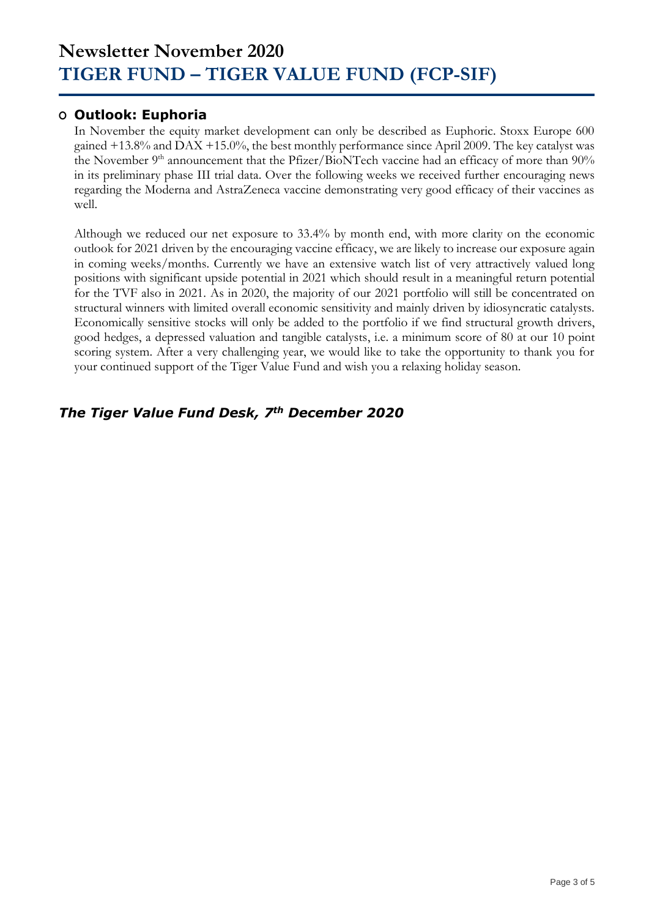# Newsletter November 2020
# TIGER FUND – TIGER VALUE FUND (FCP-SIF)

## Outlook: Euphoria

In November the equity market development can only be described as Euphoric. Stoxx Europe 600 gained +13.8% and DAX +15.0%, the best monthly performance since April 2009. The key catalyst was the November 9th announcement that the Pfizer/BioNTech vaccine had an efficacy of more than 90% in its preliminary phase III trial data. Over the following weeks we received further encouraging news regarding the Moderna and AstraZeneca vaccine demonstrating very good efficacy of their vaccines as well.

Although we reduced our net exposure to 33.4% by month end, with more clarity on the economic outlook for 2021 driven by the encouraging vaccine efficacy, we are likely to increase our exposure again in coming weeks/months. Currently we have an extensive watch list of very attractively valued long positions with significant upside potential in 2021 which should result in a meaningful return potential for the TVF also in 2021. As in 2020, the majority of our 2021 portfolio will still be concentrated on structural winners with limited overall economic sensitivity and mainly driven by idiosyncratic catalysts. Economically sensitive stocks will only be added to the portfolio if we find structural growth drivers, good hedges, a depressed valuation and tangible catalysts, i.e. a minimum score of 80 at our 10 point scoring system. After a very challenging year, we would like to take the opportunity to thank you for your continued support of the Tiger Value Fund and wish you a relaxing holiday season.

***The Tiger Value Fund Desk, 7th December 2020***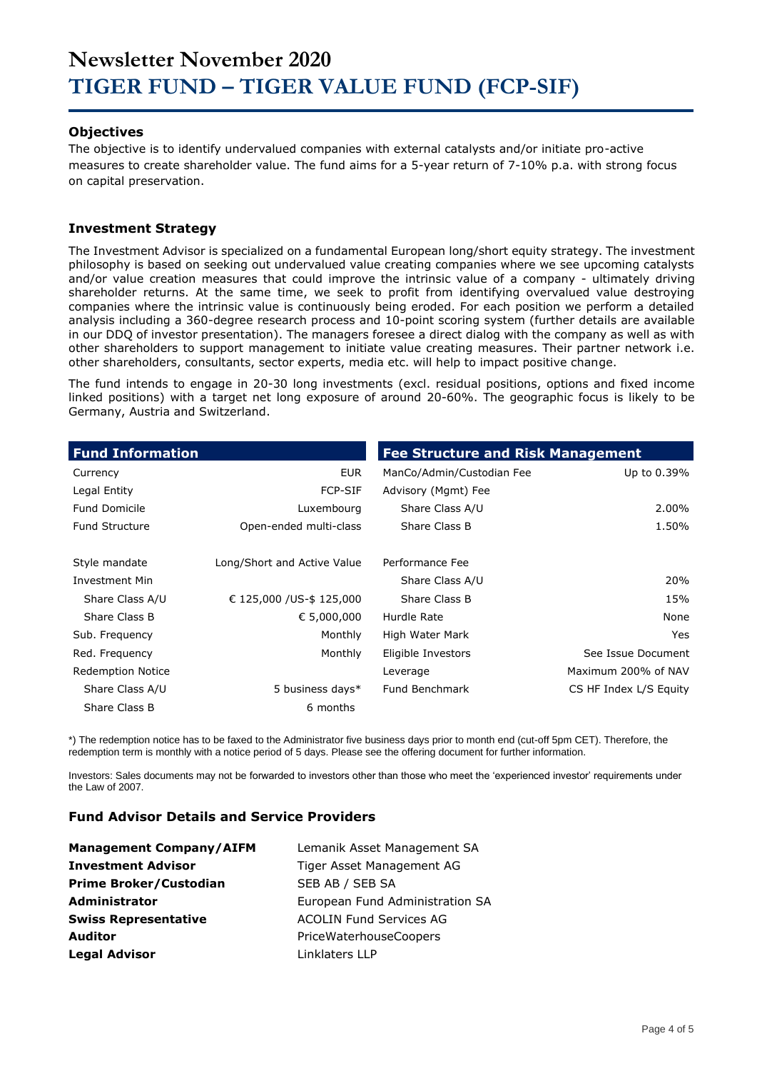# Newsletter November 2020
# TIGER FUND – TIGER VALUE FUND (FCP-SIF)

### Objectives

The objective is to identify undervalued companies with external catalysts and/or initiate pro-active measures to create shareholder value. The fund aims for a 5-year return of 7-10% p.a. with strong focus on capital preservation.

### Investment Strategy

The Investment Advisor is specialized on a fundamental European long/short equity strategy. The investment philosophy is based on seeking out undervalued value creating companies where we see upcoming catalysts and/or value creation measures that could improve the intrinsic value of a company - ultimately driving shareholder returns. At the same time, we seek to profit from identifying overvalued value destroying companies where the intrinsic value is continuously being eroded. For each position we perform a detailed analysis including a 360-degree research process and 10-point scoring system (further details are available in our DDQ of investor presentation). The managers foresee a direct dialog with the company as well as with other shareholders to support management to initiate value creating measures. Their partner network i.e. other shareholders, consultants, sector experts, media etc. will help to impact positive change.

The fund intends to engage in 20-30 long investments (excl. residual positions, options and fixed income linked positions) with a target net long exposure of around 20-60%. The geographic focus is likely to be Germany, Austria and Switzerland.

| Fund Information | |
|---|---|
| Currency | EUR |
| Legal Entity | FCP-SIF |
| Fund Domicile | Luxembourg |
| Fund Structure | Open-ended multi-class |
| Style mandate | Long/Short and Active Value |
| Investment Min | |
| Share Class A/U | € 125,000 /US-$ 125,000 |
| Share Class B | € 5,000,000 |
| Sub. Frequency | Monthly |
| Red. Frequency | Monthly |
| Redemption Notice | |
| Share Class A/U | 5 business days* |
| Share Class B | 6 months |

| Fee Structure and Risk Management | |
|---|---|
| ManCo/Admin/Custodian Fee | Up to 0.39% |
| Advisory (Mgmt) Fee | |
| Share Class A/U | 2.00% |
| Share Class B | 1.50% |
| Performance Fee | |
| Share Class A/U | 20% |
| Share Class B | 15% |
| Hurdle Rate | None |
| High Water Mark | Yes |
| Eligible Investors | See Issue Document |
| Leverage | Maximum 200% of NAV |
| Fund Benchmark | CS HF Index L/S Equity |

*) The redemption notice has to be faxed to the Administrator five business days prior to month end (cut-off 5pm CET). Therefore, the redemption term is monthly with a notice period of 5 days. Please see the offering document for further information.

Investors: Sales documents may not be forwarded to investors other than those who meet the 'experienced investor' requirements under the Law of 2007.

### Fund Advisor Details and Service Providers

| | |
|---|---|
| **Management Company/AIFM** | Lemanik Asset Management SA |
| **Investment Advisor** | Tiger Asset Management AG |
| **Prime Broker/Custodian** | SEB AB / SEB SA |
| **Administrator** | European Fund Administration SA |
| **Swiss Representative** | ACOLIN Fund Services AG |
| **Auditor** | PriceWaterhouseCoopers |
| **Legal Advisor** | Linklaters LLP |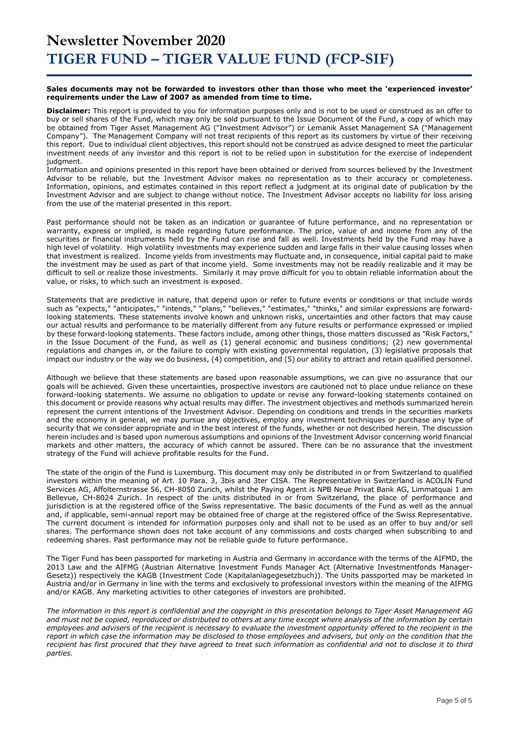# Newsletter November 2020

# TIGER FUND – TIGER VALUE FUND (FCP-SIF)

**Sales documents may not be forwarded to investors other than those who meet the 'experienced investor' requirements under the Law of 2007 as amended from time to time.**

**Disclaimer:** This report is provided to you for information purposes only and is not to be used or construed as an offer to buy or sell shares of the Fund, which may only be sold pursuant to the Issue Document of the Fund, a copy of which may be obtained from Tiger Asset Management AG ("Investment Advisor") or Lemanik Asset Management SA ("Management Company"). The Management Company will not treat recipients of this report as its customers by virtue of their receiving this report. Due to individual client objectives, this report should not be construed as advice designed to meet the particular investment needs of any investor and this report is not to be relied upon in substitution for the exercise of independent judgment.

Information and opinions presented in this report have been obtained or derived from sources believed by the Investment Advisor to be reliable, but the Investment Advisor makes no representation as to their accuracy or completeness. Information, opinions, and estimates contained in this report reflect a judgment at its original date of publication by the Investment Advisor and are subject to change without notice. The Investment Advisor accepts no liability for loss arising from the use of the material presented in this report.

Past performance should not be taken as an indication or guarantee of future performance, and no representation or warranty, express or implied, is made regarding future performance. The price, value of and income from any of the securities or financial instruments held by the Fund can rise and fall as well. Investments held by the Fund may have a high level of volatility. High volatility investments may experience sudden and large falls in their value causing losses when that investment is realized. Income yields from investments may fluctuate and, in consequence, initial capital paid to make the investment may be used as part of that income yield. Some investments may not be readily realizable and it may be difficult to sell or realize those investments. Similarly it may prove difficult for you to obtain reliable information about the value, or risks, to which such an investment is exposed.

Statements that are predictive in nature, that depend upon or refer to future events or conditions or that include words such as "expects," "anticipates," "intends," "plans," "believes," "estimates," "thinks," and similar expressions are forward-looking statements. These statements involve known and unknown risks, uncertainties and other factors that may cause our actual results and performance to be materially different from any future results or performance expressed or implied by these forward-looking statements. These factors include, among other things, those matters discussed as "Risk Factors," in the Issue Document of the Fund, as well as (1) general economic and business conditions; (2) new governmental regulations and changes in, or the failure to comply with existing governmental regulation, (3) legislative proposals that impact our industry or the way we do business, (4) competition, and (5) our ability to attract and retain qualified personnel.

Although we believe that these statements are based upon reasonable assumptions, we can give no assurance that our goals will be achieved. Given these uncertainties, prospective investors are cautioned not to place undue reliance on these forward-looking statements. We assume no obligation to update or revise any forward-looking statements contained on this document or provide reasons why actual results may differ. The investment objectives and methods summarized herein represent the current intentions of the Investment Advisor. Depending on conditions and trends in the securities markets and the economy in general, we may pursue any objectives, employ any investment techniques or purchase any type of security that we consider appropriate and in the best interest of the funds, whether or not described herein. The discussion herein includes and is based upon numerous assumptions and opinions of the Investment Advisor concerning world financial markets and other matters, the accuracy of which cannot be assured. There can be no assurance that the investment strategy of the Fund will achieve profitable results for the Fund.

The state of the origin of the Fund is Luxemburg. This document may only be distributed in or from Switzerland to qualified investors within the meaning of Art. 10 Para. 3, 3bis and 3ter CISA. The Representative in Switzerland is ACOLIN Fund Services AG, Affolternstrasse 56, CH-8050 Zurich, whilst the Paying Agent is NPB Neue Privat Bank AG, Limmatquai 1 am Bellevue, CH-8024 Zurich. In respect of the units distributed in or from Switzerland, the place of performance and jurisdiction is at the registered office of the Swiss representative. The basic documents of the Fund as well as the annual and, if applicable, semi-annual report may be obtained free of charge at the registered office of the Swiss Representative. The current document is intended for information purposes only and shall not to be used as an offer to buy and/or sell shares. The performance shown does not take account of any commissions and costs charged when subscribing to and redeeming shares. Past performance may not be reliable guide to future performance.

The Tiger Fund has been passported for marketing in Austria and Germany in accordance with the terms of the AIFMD, the 2013 Law and the AIFMG (Austrian Alternative Investment Funds Manager Act (Alternative Investmentfonds Manager-Gesetz)) respectively the KAGB (Investment Code (Kapitalanlagegesetzbuch)). The Units passported may be marketed in Austria and/or in Germany in line with the terms and exclusively to professional investors within the meaning of the AIFMG and/or KAGB. Any marketing activities to other categories of investors are prohibited.

*The information in this report is confidential and the copyright in this presentation belongs to Tiger Asset Management AG and must not be copied, reproduced or distributed to others at any time except where analysis of the information by certain employees and advisers of the recipient is necessary to evaluate the investment opportunity offered to the recipient in the report in which case the information may be disclosed to those employees and advisers, but only on the condition that the recipient has first procured that they have agreed to treat such information as confidential and not to disclose it to third parties.*